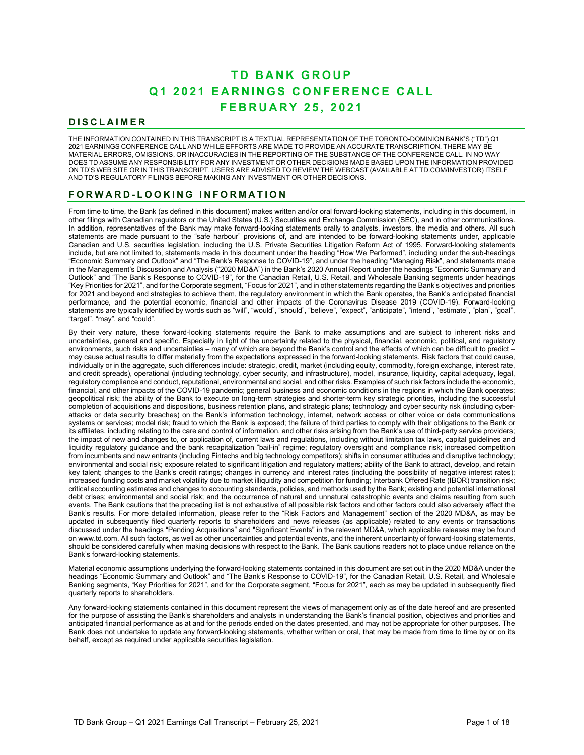# TD BANK GROUP
# Q1 2021 EARNINGS CONFERENCE CALL
# FEBRUARY 25, 2021

## DISCLAIMER

THE INFORMATION CONTAINED IN THIS TRANSCRIPT IS A TEXTUAL REPRESENTATION OF THE TORONTO-DOMINION BANK'S ("TD") Q1 2021 EARNINGS CONFERENCE CALL AND WHILE EFFORTS ARE MADE TO PROVIDE AN ACCURATE TRANSCRIPTION, THERE MAY BE MATERIAL ERRORS, OMISSIONS, OR INACCURACIES IN THE REPORTING OF THE SUBSTANCE OF THE CONFERENCE CALL. IN NO WAY DOES TD ASSUME ANY RESPONSIBILITY FOR ANY INVESTMENT OR OTHER DECISIONS MADE BASED UPON THE INFORMATION PROVIDED ON TD'S WEB SITE OR IN THIS TRANSCRIPT. USERS ARE ADVISED TO REVIEW THE WEBCAST (AVAILABLE AT TD.COM/INVESTOR) ITSELF AND TD'S REGULATORY FILINGS BEFORE MAKING ANY INVESTMENT OR OTHER DECISIONS.

## FORWARD-LOOKING INFORMATION

From time to time, the Bank (as defined in this document) makes written and/or oral forward-looking statements, including in this document, in other filings with Canadian regulators or the United States (U.S.) Securities and Exchange Commission (SEC), and in other communications. In addition, representatives of the Bank may make forward-looking statements orally to analysts, investors, the media and others. All such statements are made pursuant to the "safe harbour" provisions of, and are intended to be forward-looking statements under, applicable Canadian and U.S. securities legislation, including the U.S. Private Securities Litigation Reform Act of 1995. Forward-looking statements include, but are not limited to, statements made in this document under the heading "How We Performed", including under the sub-headings "Economic Summary and Outlook" and "The Bank's Response to COVID-19", and under the heading "Managing Risk", and statements made in the Management's Discussion and Analysis ("2020 MD&A") in the Bank's 2020 Annual Report under the headings "Economic Summary and Outlook" and "The Bank's Response to COVID-19", for the Canadian Retail, U.S. Retail, and Wholesale Banking segments under headings "Key Priorities for 2021", and for the Corporate segment, "Focus for 2021", and in other statements regarding the Bank's objectives and priorities for 2021 and beyond and strategies to achieve them, the regulatory environment in which the Bank operates, the Bank's anticipated financial performance, and the potential economic, financial and other impacts of the Coronavirus Disease 2019 (COVID-19). Forward-looking statements are typically identified by words such as "will", "would", "should", "believe", "expect", "anticipate", "intend", "estimate", "plan", "goal", "target", "may", and "could".

By their very nature, these forward-looking statements require the Bank to make assumptions and are subject to inherent risks and uncertainties, general and specific. Especially in light of the uncertainty related to the physical, financial, economic, political, and regulatory environments, such risks and uncertainties – many of which are beyond the Bank's control and the effects of which can be difficult to predict – may cause actual results to differ materially from the expectations expressed in the forward-looking statements. Risk factors that could cause, individually or in the aggregate, such differences include: strategic, credit, market (including equity, commodity, foreign exchange, interest rate, and credit spreads), operational (including technology, cyber security, and infrastructure), model, insurance, liquidity, capital adequacy, legal, regulatory compliance and conduct, reputational, environmental and social, and other risks. Examples of such risk factors include the economic, financial, and other impacts of the COVID-19 pandemic; general business and economic conditions in the regions in which the Bank operates; geopolitical risk; the ability of the Bank to execute on long-term strategies and shorter-term key strategic priorities, including the successful completion of acquisitions and dispositions, business retention plans, and strategic plans; technology and cyber security risk (including cyber-attacks or data security breaches) on the Bank's information technology, internet, network access or other voice or data communications systems or services; model risk; fraud to which the Bank is exposed; the failure of third parties to comply with their obligations to the Bank or its affiliates, including relating to the care and control of information, and other risks arising from the Bank's use of third-party service providers; the impact of new and changes to, or application of, current laws and regulations, including without limitation tax laws, capital guidelines and liquidity regulatory guidance and the bank recapitalization "bail-in" regime; regulatory oversight and compliance risk; increased competition from incumbents and new entrants (including Fintechs and big technology competitors); shifts in consumer attitudes and disruptive technology; environmental and social risk; exposure related to significant litigation and regulatory matters; ability of the Bank to attract, develop, and retain key talent; changes to the Bank's credit ratings; changes in currency and interest rates (including the possibility of negative interest rates); increased funding costs and market volatility due to market illiquidity and competition for funding; Interbank Offered Rate (IBOR) transition risk; critical accounting estimates and changes to accounting standards, policies, and methods used by the Bank; existing and potential international debt crises; environmental and social risk; and the occurrence of natural and unnatural catastrophic events and claims resulting from such events. The Bank cautions that the preceding list is not exhaustive of all possible risk factors and other factors could also adversely affect the Bank's results. For more detailed information, please refer to the "Risk Factors and Management" section of the 2020 MD&A, as may be updated in subsequently filed quarterly reports to shareholders and news releases (as applicable) related to any events or transactions discussed under the headings "Pending Acquisitions" and "Significant Events" in the relevant MD&A, which applicable releases may be found on www.td.com. All such factors, as well as other uncertainties and potential events, and the inherent uncertainty of forward-looking statements, should be considered carefully when making decisions with respect to the Bank. The Bank cautions readers not to place undue reliance on the Bank's forward-looking statements.

Material economic assumptions underlying the forward-looking statements contained in this document are set out in the 2020 MD&A under the headings "Economic Summary and Outlook" and "The Bank's Response to COVID-19", for the Canadian Retail, U.S. Retail, and Wholesale Banking segments, "Key Priorities for 2021", and for the Corporate segment, "Focus for 2021", each as may be updated in subsequently filed quarterly reports to shareholders.

Any forward-looking statements contained in this document represent the views of management only as of the date hereof and are presented for the purpose of assisting the Bank's shareholders and analysts in understanding the Bank's financial position, objectives and priorities and anticipated financial performance as at and for the periods ended on the dates presented, and may not be appropriate for other purposes. The Bank does not undertake to update any forward-looking statements, whether written or oral, that may be made from time to time by or on its behalf, except as required under applicable securities legislation.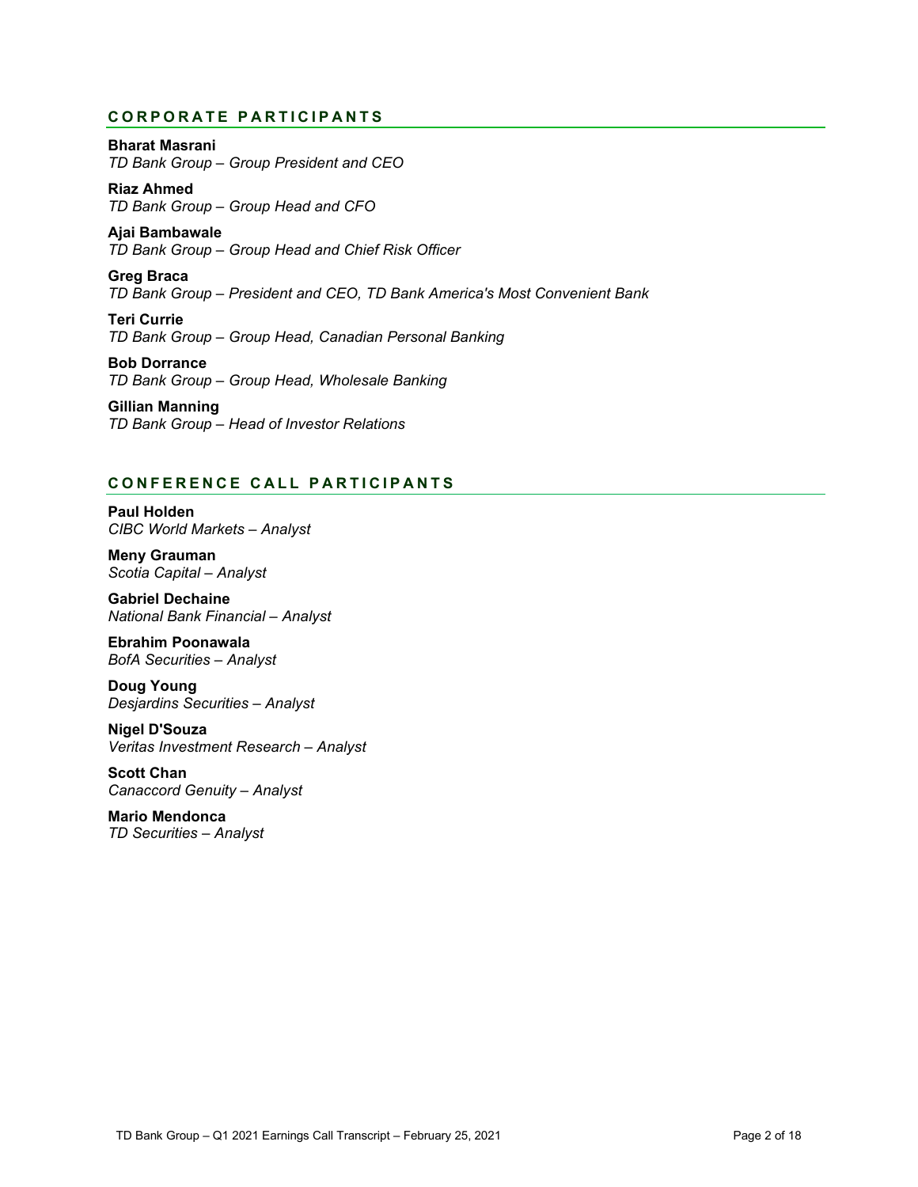## CORPORATE PARTICIPANTS

**Bharat Masrani**
*TD Bank Group – Group President and CEO*

**Riaz Ahmed**
*TD Bank Group – Group Head and CFO*

**Ajai Bambawale**
*TD Bank Group – Group Head and Chief Risk Officer*

**Greg Braca**
*TD Bank Group – President and CEO, TD Bank America's Most Convenient Bank*

**Teri Currie**
*TD Bank Group – Group Head, Canadian Personal Banking*

**Bob Dorrance**
*TD Bank Group – Group Head, Wholesale Banking*

**Gillian Manning**
*TD Bank Group – Head of Investor Relations*

## CONFERENCE CALL PARTICIPANTS

**Paul Holden**
*CIBC World Markets – Analyst*

**Meny Grauman**
*Scotia Capital – Analyst*

**Gabriel Dechaine**
*National Bank Financial – Analyst*

**Ebrahim Poonawala**
*BofA Securities – Analyst*

**Doug Young**
*Desjardins Securities – Analyst*

**Nigel D'Souza**
*Veritas Investment Research – Analyst*

**Scott Chan**
*Canaccord Genuity – Analyst*

**Mario Mendonca**
*TD Securities – Analyst*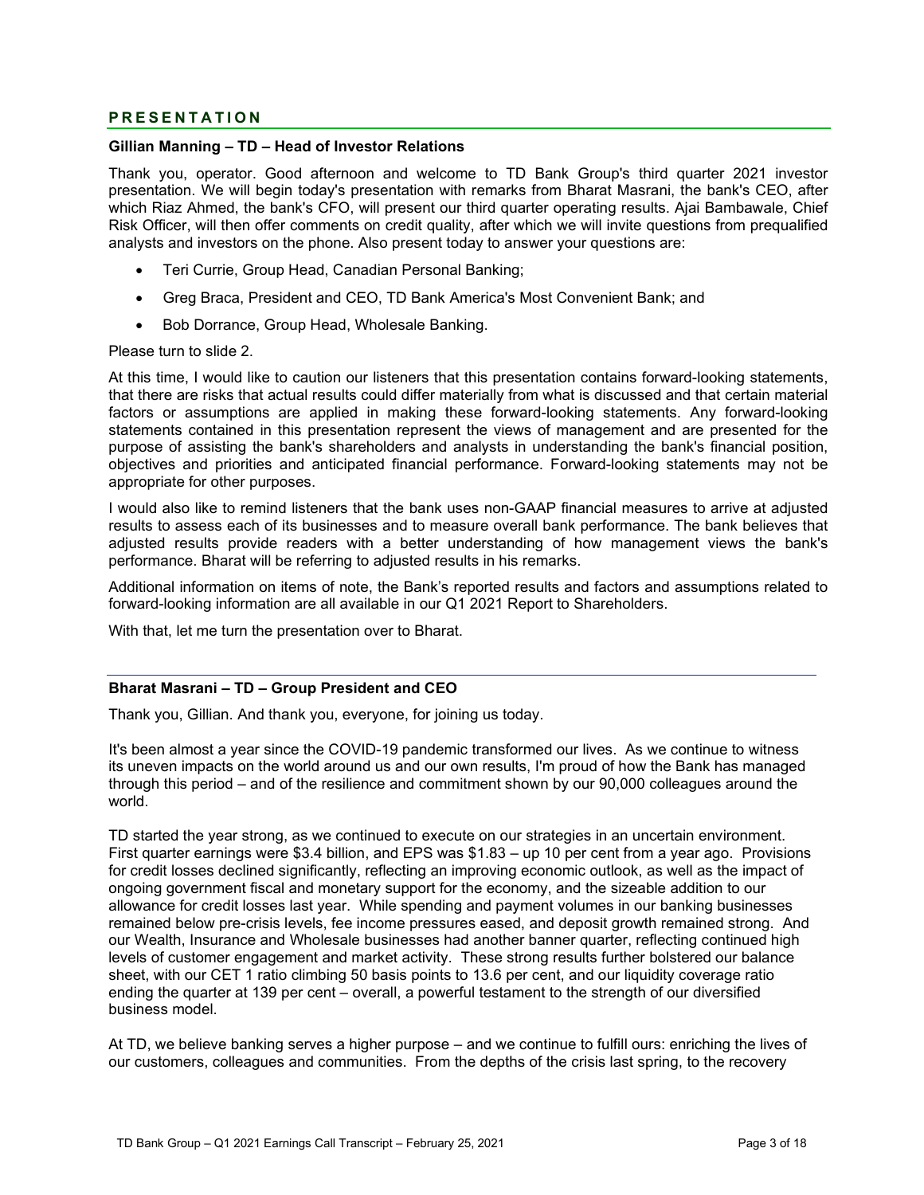## PRESENTATION

**Gillian Manning – TD – Head of Investor Relations**

Thank you, operator. Good afternoon and welcome to TD Bank Group's third quarter 2021 investor presentation. We will begin today's presentation with remarks from Bharat Masrani, the bank's CEO, after which Riaz Ahmed, the bank's CFO, will present our third quarter operating results. Ajai Bambawale, Chief Risk Officer, will then offer comments on credit quality, after which we will invite questions from prequalified analysts and investors on the phone. Also present today to answer your questions are:

- Teri Currie, Group Head, Canadian Personal Banking;
- Greg Braca, President and CEO, TD Bank America's Most Convenient Bank; and
- Bob Dorrance, Group Head, Wholesale Banking.

Please turn to slide 2.

At this time, I would like to caution our listeners that this presentation contains forward-looking statements, that there are risks that actual results could differ materially from what is discussed and that certain material factors or assumptions are applied in making these forward-looking statements. Any forward-looking statements contained in this presentation represent the views of management and are presented for the purpose of assisting the bank's shareholders and analysts in understanding the bank's financial position, objectives and priorities and anticipated financial performance. Forward-looking statements may not be appropriate for other purposes.

I would also like to remind listeners that the bank uses non-GAAP financial measures to arrive at adjusted results to assess each of its businesses and to measure overall bank performance. The bank believes that adjusted results provide readers with a better understanding of how management views the bank's performance. Bharat will be referring to adjusted results in his remarks.

Additional information on items of note, the Bank's reported results and factors and assumptions related to forward-looking information are all available in our Q1 2021 Report to Shareholders.

With that, let me turn the presentation over to Bharat.

**Bharat Masrani – TD – Group President and CEO**

Thank you, Gillian. And thank you, everyone, for joining us today.

It's been almost a year since the COVID-19 pandemic transformed our lives. As we continue to witness its uneven impacts on the world around us and our own results, I'm proud of how the Bank has managed through this period – and of the resilience and commitment shown by our 90,000 colleagues around the world.

TD started the year strong, as we continued to execute on our strategies in an uncertain environment. First quarter earnings were $3.4 billion, and EPS was $1.83 – up 10 per cent from a year ago. Provisions for credit losses declined significantly, reflecting an improving economic outlook, as well as the impact of ongoing government fiscal and monetary support for the economy, and the sizeable addition to our allowance for credit losses last year. While spending and payment volumes in our banking businesses remained below pre-crisis levels, fee income pressures eased, and deposit growth remained strong. And our Wealth, Insurance and Wholesale businesses had another banner quarter, reflecting continued high levels of customer engagement and market activity. These strong results further bolstered our balance sheet, with our CET 1 ratio climbing 50 basis points to 13.6 per cent, and our liquidity coverage ratio ending the quarter at 139 per cent – overall, a powerful testament to the strength of our diversified business model.

At TD, we believe banking serves a higher purpose – and we continue to fulfill ours: enriching the lives of our customers, colleagues and communities. From the depths of the crisis last spring, to the recovery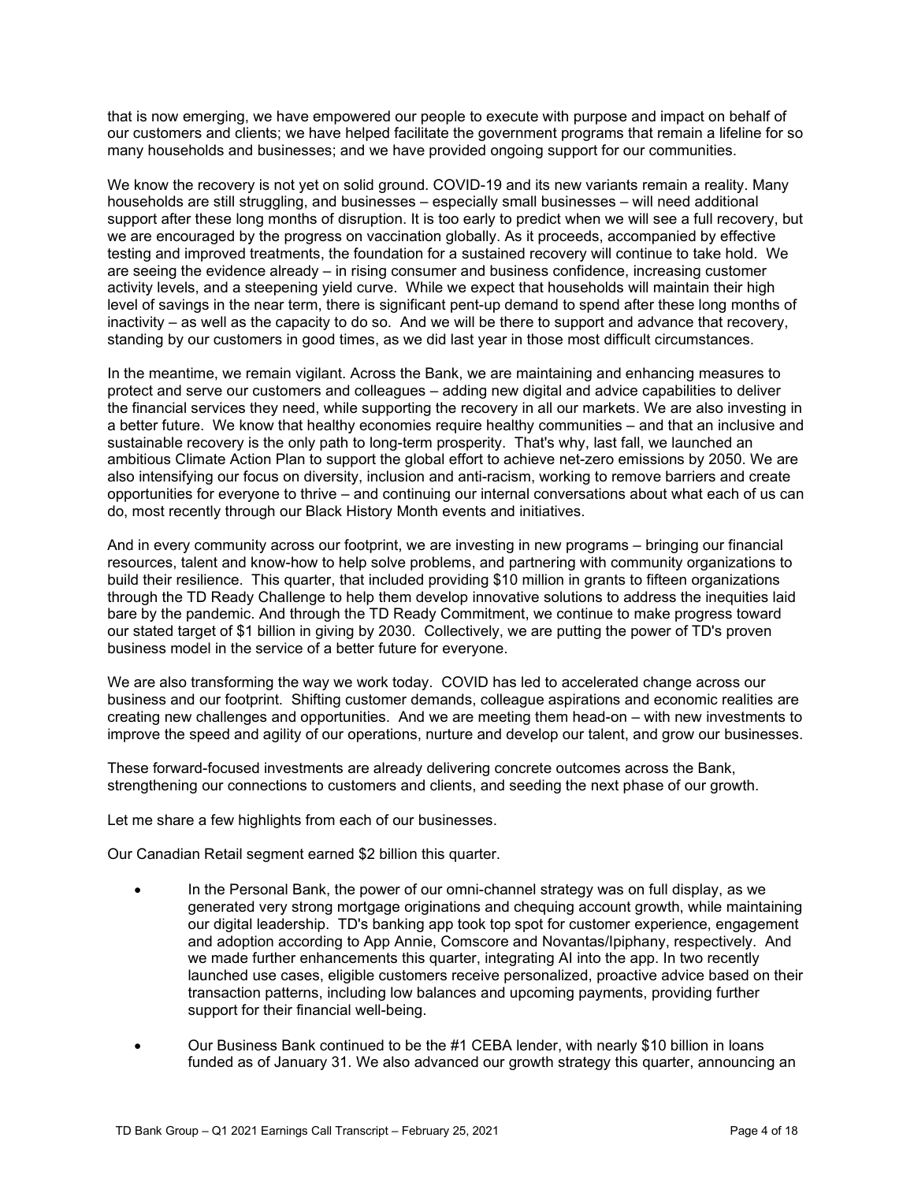that is now emerging, we have empowered our people to execute with purpose and impact on behalf of our customers and clients; we have helped facilitate the government programs that remain a lifeline for so many households and businesses; and we have provided ongoing support for our communities.

We know the recovery is not yet on solid ground. COVID-19 and its new variants remain a reality. Many households are still struggling, and businesses – especially small businesses – will need additional support after these long months of disruption. It is too early to predict when we will see a full recovery, but we are encouraged by the progress on vaccination globally. As it proceeds, accompanied by effective testing and improved treatments, the foundation for a sustained recovery will continue to take hold. We are seeing the evidence already – in rising consumer and business confidence, increasing customer activity levels, and a steepening yield curve. While we expect that households will maintain their high level of savings in the near term, there is significant pent-up demand to spend after these long months of inactivity – as well as the capacity to do so. And we will be there to support and advance that recovery, standing by our customers in good times, as we did last year in those most difficult circumstances.

In the meantime, we remain vigilant. Across the Bank, we are maintaining and enhancing measures to protect and serve our customers and colleagues – adding new digital and advice capabilities to deliver the financial services they need, while supporting the recovery in all our markets. We are also investing in a better future. We know that healthy economies require healthy communities – and that an inclusive and sustainable recovery is the only path to long-term prosperity. That's why, last fall, we launched an ambitious Climate Action Plan to support the global effort to achieve net-zero emissions by 2050. We are also intensifying our focus on diversity, inclusion and anti-racism, working to remove barriers and create opportunities for everyone to thrive – and continuing our internal conversations about what each of us can do, most recently through our Black History Month events and initiatives.

And in every community across our footprint, we are investing in new programs – bringing our financial resources, talent and know-how to help solve problems, and partnering with community organizations to build their resilience. This quarter, that included providing $10 million in grants to fifteen organizations through the TD Ready Challenge to help them develop innovative solutions to address the inequities laid bare by the pandemic. And through the TD Ready Commitment, we continue to make progress toward our stated target of $1 billion in giving by 2030. Collectively, we are putting the power of TD's proven business model in the service of a better future for everyone.

We are also transforming the way we work today. COVID has led to accelerated change across our business and our footprint. Shifting customer demands, colleague aspirations and economic realities are creating new challenges and opportunities. And we are meeting them head-on – with new investments to improve the speed and agility of our operations, nurture and develop our talent, and grow our businesses.

These forward-focused investments are already delivering concrete outcomes across the Bank, strengthening our connections to customers and clients, and seeding the next phase of our growth.

Let me share a few highlights from each of our businesses.

Our Canadian Retail segment earned $2 billion this quarter.

- In the Personal Bank, the power of our omni-channel strategy was on full display, as we generated very strong mortgage originations and chequing account growth, while maintaining our digital leadership. TD's banking app took top spot for customer experience, engagement and adoption according to App Annie, Comscore and Novantas/Ipiphany, respectively. And we made further enhancements this quarter, integrating AI into the app. In two recently launched use cases, eligible customers receive personalized, proactive advice based on their transaction patterns, including low balances and upcoming payments, providing further support for their financial well-being.

- Our Business Bank continued to be the #1 CEBA lender, with nearly $10 billion in loans funded as of January 31. We also advanced our growth strategy this quarter, announcing an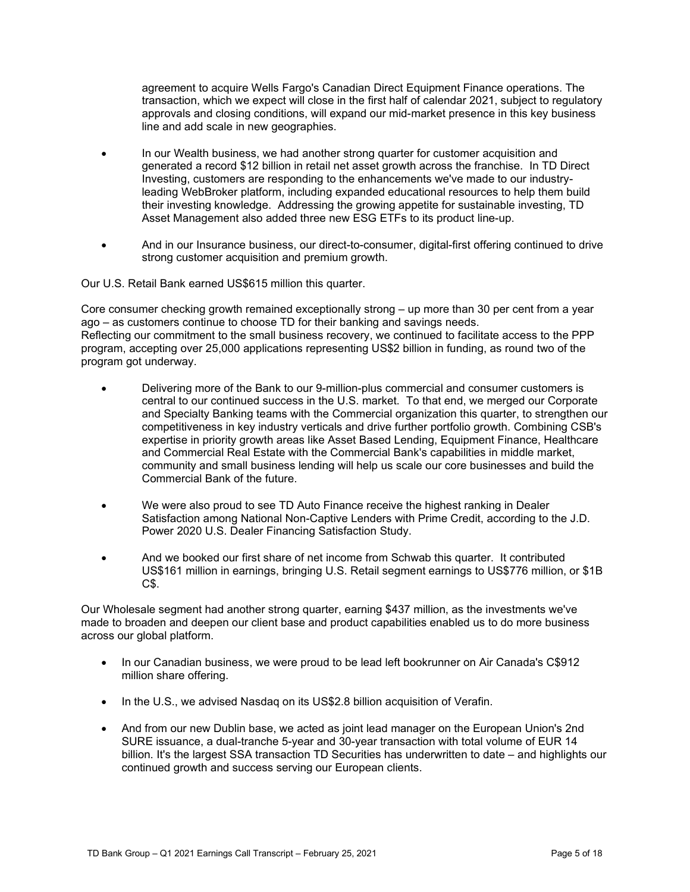agreement to acquire Wells Fargo's Canadian Direct Equipment Finance operations. The transaction, which we expect will close in the first half of calendar 2021, subject to regulatory approvals and closing conditions, will expand our mid-market presence in this key business line and add scale in new geographies.

- In our Wealth business, we had another strong quarter for customer acquisition and generated a record $12 billion in retail net asset growth across the franchise. In TD Direct Investing, customers are responding to the enhancements we've made to our industry-leading WebBroker platform, including expanded educational resources to help them build their investing knowledge. Addressing the growing appetite for sustainable investing, TD Asset Management also added three new ESG ETFs to its product line-up.

- And in our Insurance business, our direct-to-consumer, digital-first offering continued to drive strong customer acquisition and premium growth.

Our U.S. Retail Bank earned US$615 million this quarter.

Core consumer checking growth remained exceptionally strong – up more than 30 per cent from a year ago – as customers continue to choose TD for their banking and savings needs.
Reflecting our commitment to the small business recovery, we continued to facilitate access to the PPP program, accepting over 25,000 applications representing US$2 billion in funding, as round two of the program got underway.

- Delivering more of the Bank to our 9-million-plus commercial and consumer customers is central to our continued success in the U.S. market. To that end, we merged our Corporate and Specialty Banking teams with the Commercial organization this quarter, to strengthen our competitiveness in key industry verticals and drive further portfolio growth. Combining CSB's expertise in priority growth areas like Asset Based Lending, Equipment Finance, Healthcare and Commercial Real Estate with the Commercial Bank's capabilities in middle market, community and small business lending will help us scale our core businesses and build the Commercial Bank of the future.

- We were also proud to see TD Auto Finance receive the highest ranking in Dealer Satisfaction among National Non-Captive Lenders with Prime Credit, according to the J.D. Power 2020 U.S. Dealer Financing Satisfaction Study.

- And we booked our first share of net income from Schwab this quarter. It contributed US$161 million in earnings, bringing U.S. Retail segment earnings to US$776 million, or $1B C$.

Our Wholesale segment had another strong quarter, earning $437 million, as the investments we've made to broaden and deepen our client base and product capabilities enabled us to do more business across our global platform.

- In our Canadian business, we were proud to be lead left bookrunner on Air Canada's C$912 million share offering.

- In the U.S., we advised Nasdaq on its US$2.8 billion acquisition of Verafin.

- And from our new Dublin base, we acted as joint lead manager on the European Union's 2nd SURE issuance, a dual-tranche 5-year and 30-year transaction with total volume of EUR 14 billion. It's the largest SSA transaction TD Securities has underwritten to date – and highlights our continued growth and success serving our European clients.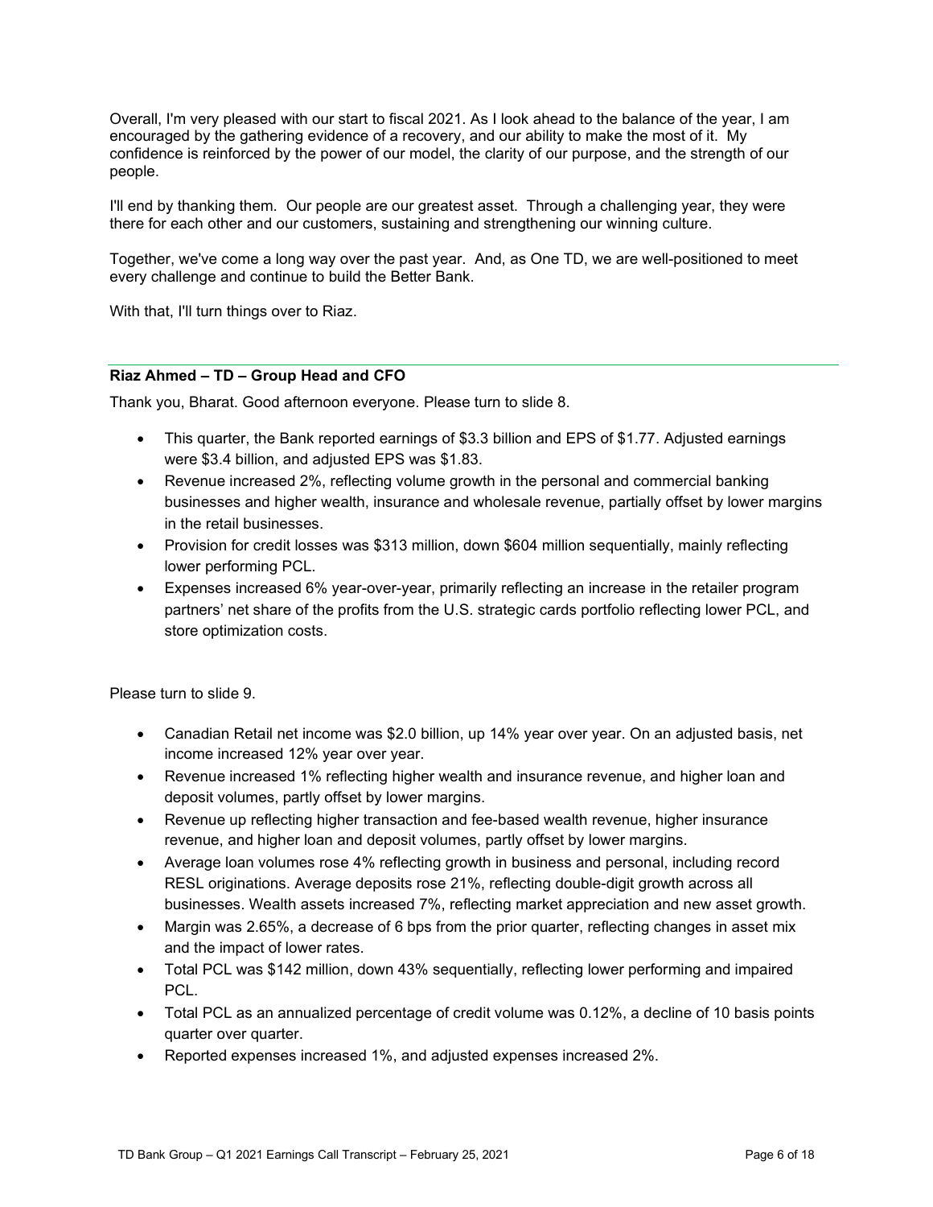Overall, I'm very pleased with our start to fiscal 2021. As I look ahead to the balance of the year, I am encouraged by the gathering evidence of a recovery, and our ability to make the most of it. My confidence is reinforced by the power of our model, the clarity of our purpose, and the strength of our people.

I'll end by thanking them. Our people are our greatest asset. Through a challenging year, they were there for each other and our customers, sustaining and strengthening our winning culture.

Together, we've come a long way over the past year. And, as One TD, we are well-positioned to meet every challenge and continue to build the Better Bank.

With that, I'll turn things over to Riaz.

---

**Riaz Ahmed – TD – Group Head and CFO**

Thank you, Bharat. Good afternoon everyone. Please turn to slide 8.

- This quarter, the Bank reported earnings of $3.3 billion and EPS of $1.77. Adjusted earnings were $3.4 billion, and adjusted EPS was $1.83.
- Revenue increased 2%, reflecting volume growth in the personal and commercial banking businesses and higher wealth, insurance and wholesale revenue, partially offset by lower margins in the retail businesses.
- Provision for credit losses was $313 million, down $604 million sequentially, mainly reflecting lower performing PCL.
- Expenses increased 6% year-over-year, primarily reflecting an increase in the retailer program partners' net share of the profits from the U.S. strategic cards portfolio reflecting lower PCL, and store optimization costs.

Please turn to slide 9.

- Canadian Retail net income was $2.0 billion, up 14% year over year. On an adjusted basis, net income increased 12% year over year.
- Revenue increased 1% reflecting higher wealth and insurance revenue, and higher loan and deposit volumes, partly offset by lower margins.
- Revenue up reflecting higher transaction and fee-based wealth revenue, higher insurance revenue, and higher loan and deposit volumes, partly offset by lower margins.
- Average loan volumes rose 4% reflecting growth in business and personal, including record RESL originations. Average deposits rose 21%, reflecting double-digit growth across all businesses. Wealth assets increased 7%, reflecting market appreciation and new asset growth.
- Margin was 2.65%, a decrease of 6 bps from the prior quarter, reflecting changes in asset mix and the impact of lower rates.
- Total PCL was $142 million, down 43% sequentially, reflecting lower performing and impaired PCL.
- Total PCL as an annualized percentage of credit volume was 0.12%, a decline of 10 basis points quarter over quarter.
- Reported expenses increased 1%, and adjusted expenses increased 2%.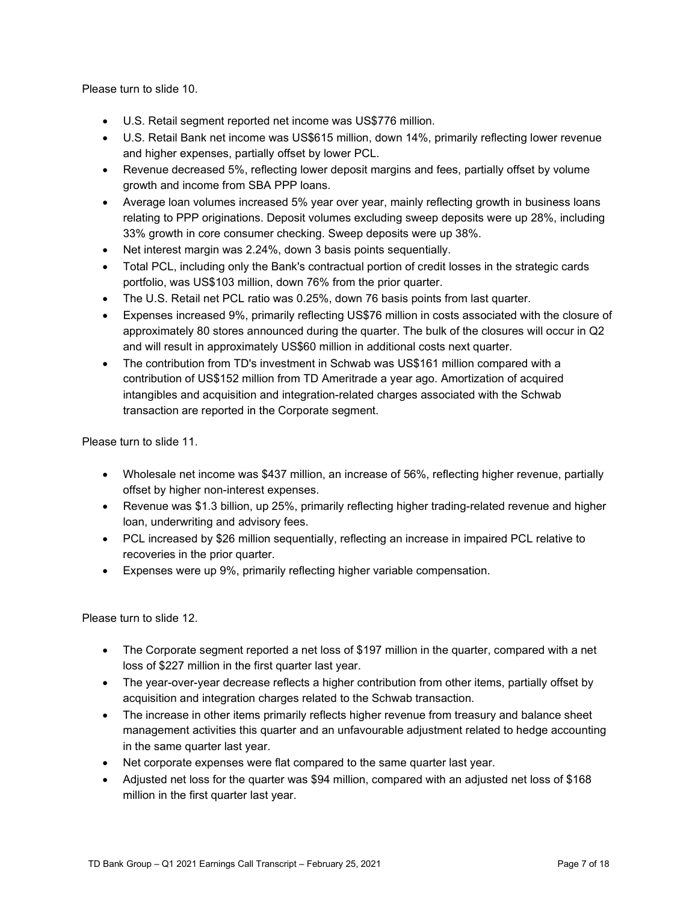Please turn to slide 10.

- U.S. Retail segment reported net income was US$776 million.
- U.S. Retail Bank net income was US$615 million, down 14%, primarily reflecting lower revenue and higher expenses, partially offset by lower PCL.
- Revenue decreased 5%, reflecting lower deposit margins and fees, partially offset by volume growth and income from SBA PPP loans.
- Average loan volumes increased 5% year over year, mainly reflecting growth in business loans relating to PPP originations. Deposit volumes excluding sweep deposits were up 28%, including 33% growth in core consumer checking. Sweep deposits were up 38%.
- Net interest margin was 2.24%, down 3 basis points sequentially.
- Total PCL, including only the Bank's contractual portion of credit losses in the strategic cards portfolio, was US$103 million, down 76% from the prior quarter.
- The U.S. Retail net PCL ratio was 0.25%, down 76 basis points from last quarter.
- Expenses increased 9%, primarily reflecting US$76 million in costs associated with the closure of approximately 80 stores announced during the quarter. The bulk of the closures will occur in Q2 and will result in approximately US$60 million in additional costs next quarter.
- The contribution from TD's investment in Schwab was US$161 million compared with a contribution of US$152 million from TD Ameritrade a year ago. Amortization of acquired intangibles and acquisition and integration-related charges associated with the Schwab transaction are reported in the Corporate segment.

Please turn to slide 11.

- Wholesale net income was $437 million, an increase of 56%, reflecting higher revenue, partially offset by higher non-interest expenses.
- Revenue was $1.3 billion, up 25%, primarily reflecting higher trading-related revenue and higher loan, underwriting and advisory fees.
- PCL increased by $26 million sequentially, reflecting an increase in impaired PCL relative to recoveries in the prior quarter.
- Expenses were up 9%, primarily reflecting higher variable compensation.

Please turn to slide 12.

- The Corporate segment reported a net loss of $197 million in the quarter, compared with a net loss of $227 million in the first quarter last year.
- The year-over-year decrease reflects a higher contribution from other items, partially offset by acquisition and integration charges related to the Schwab transaction.
- The increase in other items primarily reflects higher revenue from treasury and balance sheet management activities this quarter and an unfavourable adjustment related to hedge accounting in the same quarter last year.
- Net corporate expenses were flat compared to the same quarter last year.
- Adjusted net loss for the quarter was $94 million, compared with an adjusted net loss of $168 million in the first quarter last year.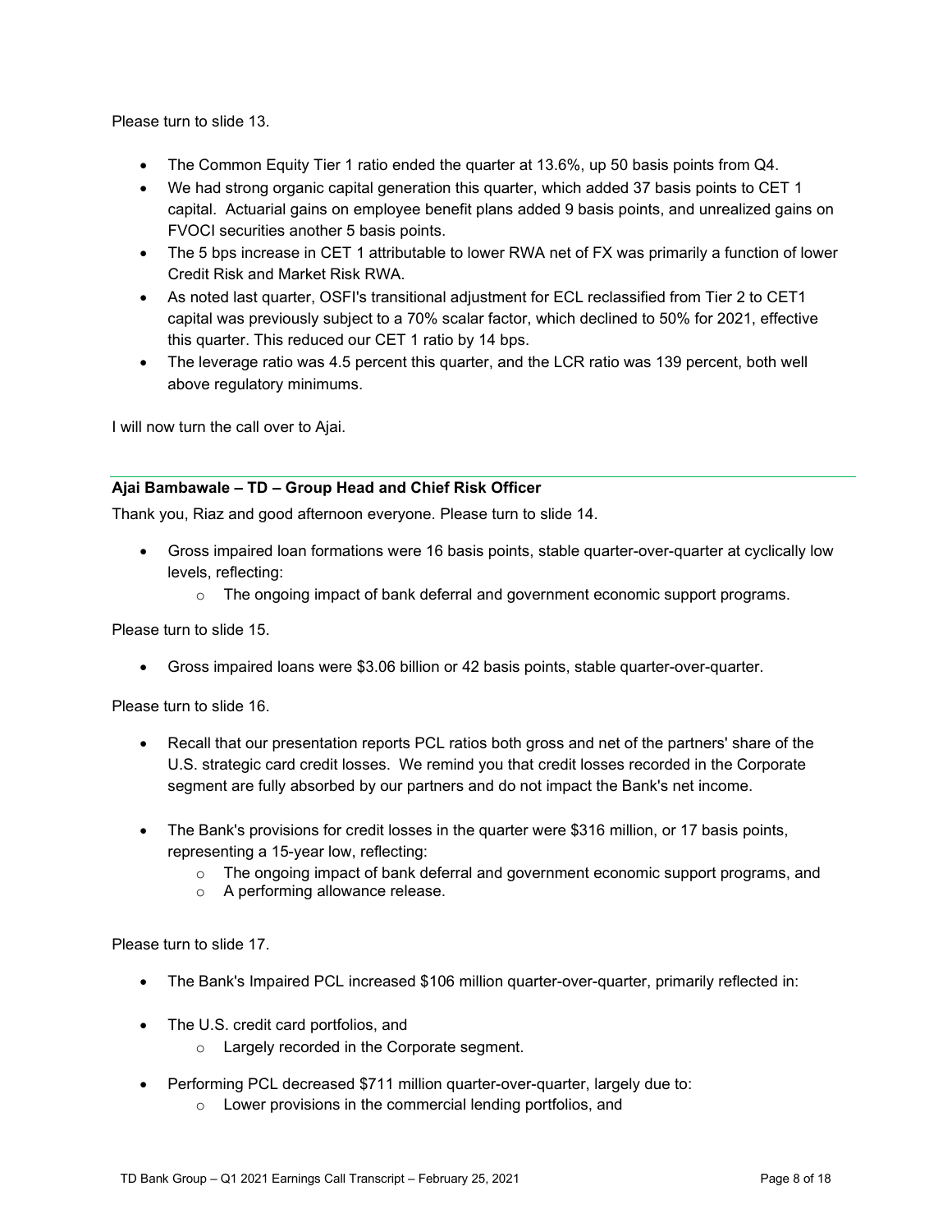Please turn to slide 13.

- The Common Equity Tier 1 ratio ended the quarter at 13.6%, up 50 basis points from Q4.
- We had strong organic capital generation this quarter, which added 37 basis points to CET 1 capital. Actuarial gains on employee benefit plans added 9 basis points, and unrealized gains on FVOCI securities another 5 basis points.
- The 5 bps increase in CET 1 attributable to lower RWA net of FX was primarily a function of lower Credit Risk and Market Risk RWA.
- As noted last quarter, OSFI's transitional adjustment for ECL reclassified from Tier 2 to CET1 capital was previously subject to a 70% scalar factor, which declined to 50% for 2021, effective this quarter. This reduced our CET 1 ratio by 14 bps.
- The leverage ratio was 4.5 percent this quarter, and the LCR ratio was 139 percent, both well above regulatory minimums.

I will now turn the call over to Ajai.

**Ajai Bambawale – TD – Group Head and Chief Risk Officer**

Thank you, Riaz and good afternoon everyone. Please turn to slide 14.

- Gross impaired loan formations were 16 basis points, stable quarter-over-quarter at cyclically low levels, reflecting:
  - The ongoing impact of bank deferral and government economic support programs.

Please turn to slide 15.

- Gross impaired loans were $3.06 billion or 42 basis points, stable quarter-over-quarter.

Please turn to slide 16.

- Recall that our presentation reports PCL ratios both gross and net of the partners' share of the U.S. strategic card credit losses. We remind you that credit losses recorded in the Corporate segment are fully absorbed by our partners and do not impact the Bank's net income.

- The Bank's provisions for credit losses in the quarter were $316 million, or 17 basis points, representing a 15-year low, reflecting:
  - The ongoing impact of bank deferral and government economic support programs, and
  - A performing allowance release.

Please turn to slide 17.

- The Bank's Impaired PCL increased $106 million quarter-over-quarter, primarily reflected in:

- The U.S. credit card portfolios, and
  - Largely recorded in the Corporate segment.

- Performing PCL decreased $711 million quarter-over-quarter, largely due to:
  - Lower provisions in the commercial lending portfolios, and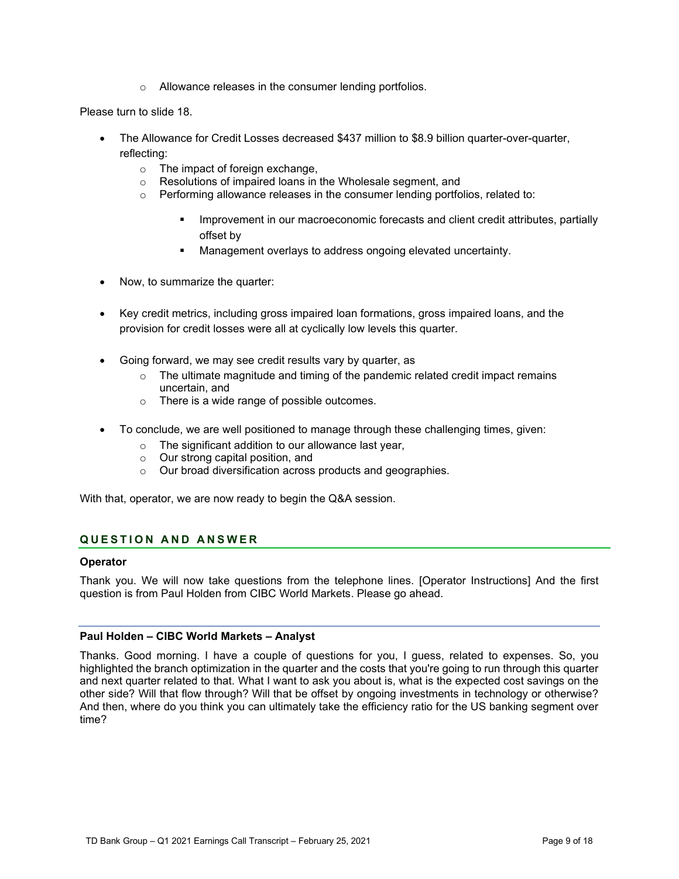- Allowance releases in the consumer lending portfolios.

Please turn to slide 18.

- The Allowance for Credit Losses decreased $437 million to $8.9 billion quarter-over-quarter, reflecting:
  - The impact of foreign exchange,
  - Resolutions of impaired loans in the Wholesale segment, and
  - Performing allowance releases in the consumer lending portfolios, related to:
    - Improvement in our macroeconomic forecasts and client credit attributes, partially offset by
    - Management overlays to address ongoing elevated uncertainty.

- Now, to summarize the quarter:

- Key credit metrics, including gross impaired loan formations, gross impaired loans, and the provision for credit losses were all at cyclically low levels this quarter.

- Going forward, we may see credit results vary by quarter, as
  - The ultimate magnitude and timing of the pandemic related credit impact remains uncertain, and
  - There is a wide range of possible outcomes.

- To conclude, we are well positioned to manage through these challenging times, given:
  - The significant addition to our allowance last year,
  - Our strong capital position, and
  - Our broad diversification across products and geographies.

With that, operator, we are now ready to begin the Q&A session.

## QUESTION AND ANSWER

**Operator**

Thank you. We will now take questions from the telephone lines. [Operator Instructions] And the first question is from Paul Holden from CIBC World Markets. Please go ahead.

**Paul Holden – CIBC World Markets – Analyst**

Thanks. Good morning. I have a couple of questions for you, I guess, related to expenses. So, you highlighted the branch optimization in the quarter and the costs that you're going to run through this quarter and next quarter related to that. What I want to ask you about is, what is the expected cost savings on the other side? Will that flow through? Will that be offset by ongoing investments in technology or otherwise? And then, where do you think you can ultimately take the efficiency ratio for the US banking segment over time?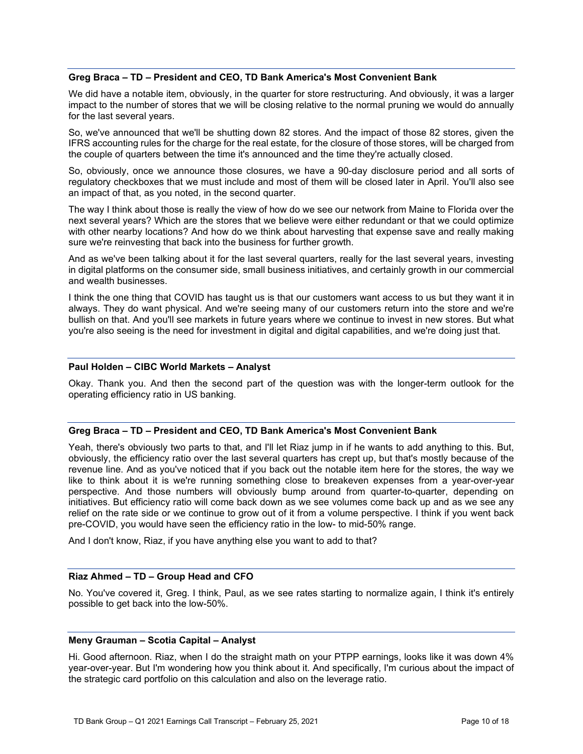**Greg Braca – TD – President and CEO, TD Bank America's Most Convenient Bank**

We did have a notable item, obviously, in the quarter for store restructuring. And obviously, it was a larger impact to the number of stores that we will be closing relative to the normal pruning we would do annually for the last several years.

So, we've announced that we'll be shutting down 82 stores. And the impact of those 82 stores, given the IFRS accounting rules for the charge for the real estate, for the closure of those stores, will be charged from the couple of quarters between the time it's announced and the time they're actually closed.

So, obviously, once we announce those closures, we have a 90-day disclosure period and all sorts of regulatory checkboxes that we must include and most of them will be closed later in April. You'll also see an impact of that, as you noted, in the second quarter.

The way I think about those is really the view of how do we see our network from Maine to Florida over the next several years? Which are the stores that we believe were either redundant or that we could optimize with other nearby locations? And how do we think about harvesting that expense save and really making sure we're reinvesting that back into the business for further growth.

And as we've been talking about it for the last several quarters, really for the last several years, investing in digital platforms on the consumer side, small business initiatives, and certainly growth in our commercial and wealth businesses.

I think the one thing that COVID has taught us is that our customers want access to us but they want it in always. They do want physical. And we're seeing many of our customers return into the store and we're bullish on that. And you'll see markets in future years where we continue to invest in new stores. But what you're also seeing is the need for investment in digital and digital capabilities, and we're doing just that.

**Paul Holden – CIBC World Markets – Analyst**

Okay. Thank you. And then the second part of the question was with the longer-term outlook for the operating efficiency ratio in US banking.

**Greg Braca – TD – President and CEO, TD Bank America's Most Convenient Bank**

Yeah, there's obviously two parts to that, and I'll let Riaz jump in if he wants to add anything to this. But, obviously, the efficiency ratio over the last several quarters has crept up, but that's mostly because of the revenue line. And as you've noticed that if you back out the notable item here for the stores, the way we like to think about it is we're running something close to breakeven expenses from a year-over-year perspective. And those numbers will obviously bump around from quarter-to-quarter, depending on initiatives. But efficiency ratio will come back down as we see volumes come back up and as we see any relief on the rate side or we continue to grow out of it from a volume perspective. I think if you went back pre-COVID, you would have seen the efficiency ratio in the low- to mid-50% range.

And I don't know, Riaz, if you have anything else you want to add to that?

**Riaz Ahmed – TD – Group Head and CFO**

No. You've covered it, Greg. I think, Paul, as we see rates starting to normalize again, I think it's entirely possible to get back into the low-50%.

**Meny Grauman – Scotia Capital – Analyst**

Hi. Good afternoon. Riaz, when I do the straight math on your PTPP earnings, looks like it was down 4% year-over-year. But I'm wondering how you think about it. And specifically, I'm curious about the impact of the strategic card portfolio on this calculation and also on the leverage ratio.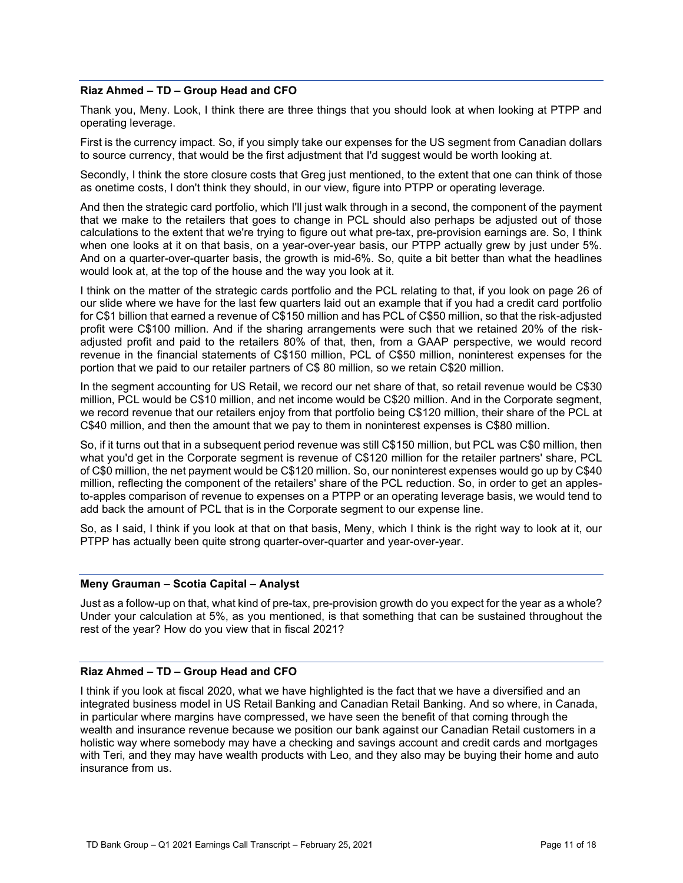**Riaz Ahmed – TD – Group Head and CFO**

Thank you, Meny. Look, I think there are three things that you should look at when looking at PTPP and operating leverage.

First is the currency impact. So, if you simply take our expenses for the US segment from Canadian dollars to source currency, that would be the first adjustment that I'd suggest would be worth looking at.

Secondly, I think the store closure costs that Greg just mentioned, to the extent that one can think of those as onetime costs, I don't think they should, in our view, figure into PTPP or operating leverage.

And then the strategic card portfolio, which I'll just walk through in a second, the component of the payment that we make to the retailers that goes to change in PCL should also perhaps be adjusted out of those calculations to the extent that we're trying to figure out what pre-tax, pre-provision earnings are. So, I think when one looks at it on that basis, on a year-over-year basis, our PTPP actually grew by just under 5%. And on a quarter-over-quarter basis, the growth is mid-6%. So, quite a bit better than what the headlines would look at, at the top of the house and the way you look at it.

I think on the matter of the strategic cards portfolio and the PCL relating to that, if you look on page 26 of our slide where we have for the last few quarters laid out an example that if you had a credit card portfolio for C$1 billion that earned a revenue of C$150 million and has PCL of C$50 million, so that the risk-adjusted profit were C$100 million. And if the sharing arrangements were such that we retained 20% of the risk-adjusted profit and paid to the retailers 80% of that, then, from a GAAP perspective, we would record revenue in the financial statements of C$150 million, PCL of C$50 million, noninterest expenses for the portion that we paid to our retailer partners of C$ 80 million, so we retain C$20 million.

In the segment accounting for US Retail, we record our net share of that, so retail revenue would be C$30 million, PCL would be C$10 million, and net income would be C$20 million. And in the Corporate segment, we record revenue that our retailers enjoy from that portfolio being C$120 million, their share of the PCL at C$40 million, and then the amount that we pay to them in noninterest expenses is C$80 million.

So, if it turns out that in a subsequent period revenue was still C$150 million, but PCL was C$0 million, then what you'd get in the Corporate segment is revenue of C$120 million for the retailer partners' share, PCL of C$0 million, the net payment would be C$120 million. So, our noninterest expenses would go up by C$40 million, reflecting the component of the retailers' share of the PCL reduction. So, in order to get an apples-to-apples comparison of revenue to expenses on a PTPP or an operating leverage basis, we would tend to add back the amount of PCL that is in the Corporate segment to our expense line.

So, as I said, I think if you look at that on that basis, Meny, which I think is the right way to look at it, our PTPP has actually been quite strong quarter-over-quarter and year-over-year.

**Meny Grauman – Scotia Capital – Analyst**

Just as a follow-up on that, what kind of pre-tax, pre-provision growth do you expect for the year as a whole? Under your calculation at 5%, as you mentioned, is that something that can be sustained throughout the rest of the year? How do you view that in fiscal 2021?

**Riaz Ahmed – TD – Group Head and CFO**

I think if you look at fiscal 2020, what we have highlighted is the fact that we have a diversified and an integrated business model in US Retail Banking and Canadian Retail Banking. And so where, in Canada, in particular where margins have compressed, we have seen the benefit of that coming through the wealth and insurance revenue because we position our bank against our Canadian Retail customers in a holistic way where somebody may have a checking and savings account and credit cards and mortgages with Teri, and they may have wealth products with Leo, and they also may be buying their home and auto insurance from us.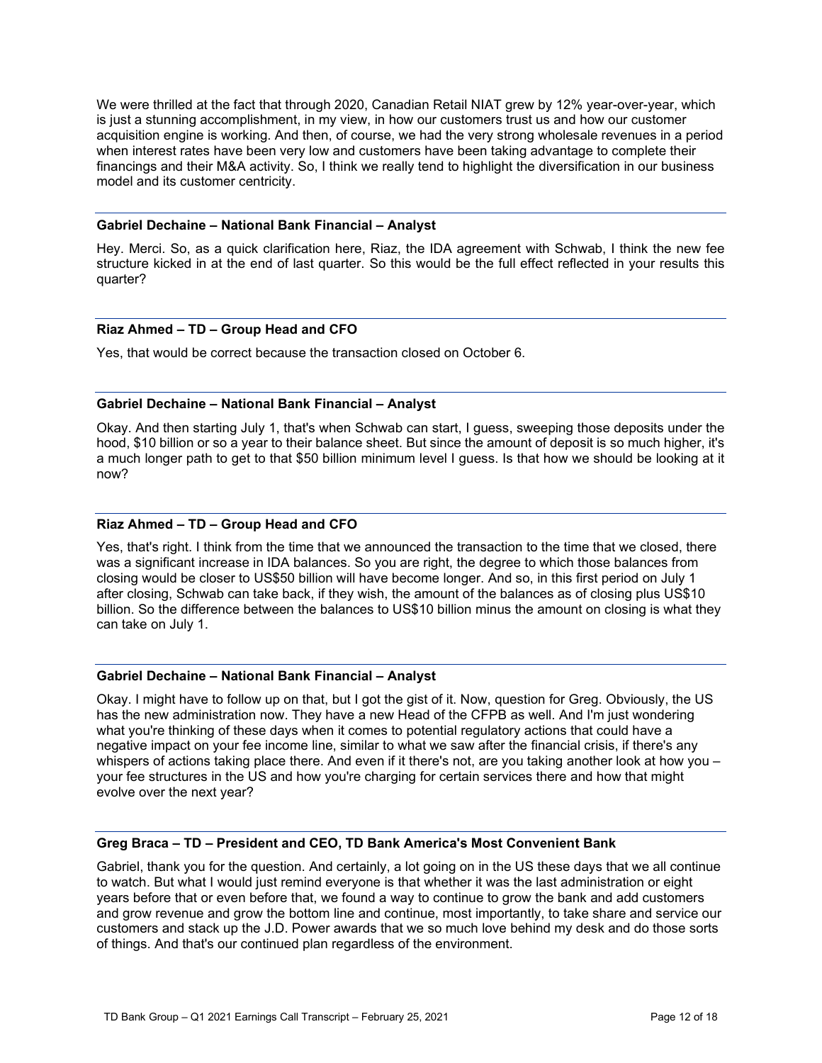We were thrilled at the fact that through 2020, Canadian Retail NIAT grew by 12% year-over-year, which is just a stunning accomplishment, in my view, in how our customers trust us and how our customer acquisition engine is working. And then, of course, we had the very strong wholesale revenues in a period when interest rates have been very low and customers have been taking advantage to complete their financings and their M&A activity. So, I think we really tend to highlight the diversification in our business model and its customer centricity.

---

**Gabriel Dechaine – National Bank Financial – Analyst**

Hey. Merci. So, as a quick clarification here, Riaz, the IDA agreement with Schwab, I think the new fee structure kicked in at the end of last quarter. So this would be the full effect reflected in your results this quarter?

---

**Riaz Ahmed – TD – Group Head and CFO**

Yes, that would be correct because the transaction closed on October 6.

---

**Gabriel Dechaine – National Bank Financial – Analyst**

Okay. And then starting July 1, that's when Schwab can start, I guess, sweeping those deposits under the hood, $10 billion or so a year to their balance sheet. But since the amount of deposit is so much higher, it's a much longer path to get to that $50 billion minimum level I guess. Is that how we should be looking at it now?

---

**Riaz Ahmed – TD – Group Head and CFO**

Yes, that's right. I think from the time that we announced the transaction to the time that we closed, there was a significant increase in IDA balances. So you are right, the degree to which those balances from closing would be closer to US$50 billion will have become longer. And so, in this first period on July 1 after closing, Schwab can take back, if they wish, the amount of the balances as of closing plus US$10 billion. So the difference between the balances to US$10 billion minus the amount on closing is what they can take on July 1.

---

**Gabriel Dechaine – National Bank Financial – Analyst**

Okay. I might have to follow up on that, but I got the gist of it. Now, question for Greg. Obviously, the US has the new administration now. They have a new Head of the CFPB as well. And I'm just wondering what you're thinking of these days when it comes to potential regulatory actions that could have a negative impact on your fee income line, similar to what we saw after the financial crisis, if there's any whispers of actions taking place there. And even if it there's not, are you taking another look at how you – your fee structures in the US and how you're charging for certain services there and how that might evolve over the next year?

---

**Greg Braca – TD – President and CEO, TD Bank America's Most Convenient Bank**

Gabriel, thank you for the question. And certainly, a lot going on in the US these days that we all continue to watch. But what I would just remind everyone is that whether it was the last administration or eight years before that or even before that, we found a way to continue to grow the bank and add customers and grow revenue and grow the bottom line and continue, most importantly, to take share and service our customers and stack up the J.D. Power awards that we so much love behind my desk and do those sorts of things. And that's our continued plan regardless of the environment.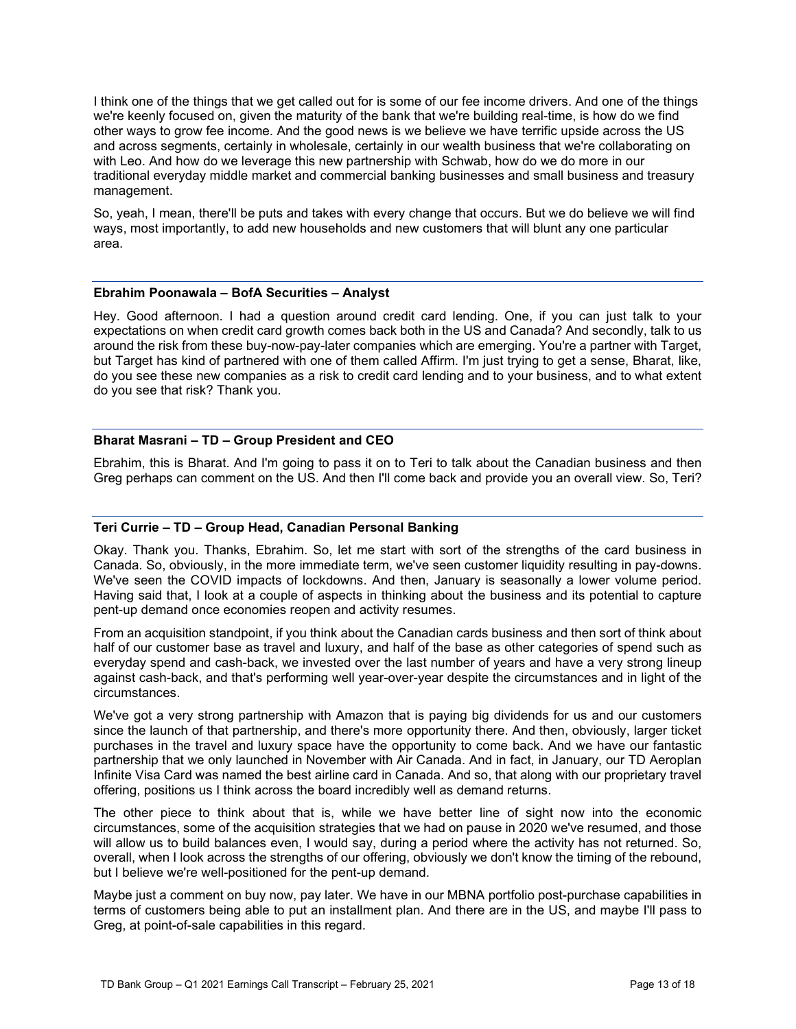I think one of the things that we get called out for is some of our fee income drivers. And one of the things we're keenly focused on, given the maturity of the bank that we're building real-time, is how do we find other ways to grow fee income. And the good news is we believe we have terrific upside across the US and across segments, certainly in wholesale, certainly in our wealth business that we're collaborating on with Leo. And how do we leverage this new partnership with Schwab, how do we do more in our traditional everyday middle market and commercial banking businesses and small business and treasury management.

So, yeah, I mean, there'll be puts and takes with every change that occurs. But we do believe we will find ways, most importantly, to add new households and new customers that will blunt any one particular area.

**Ebrahim Poonawala – BofA Securities – Analyst**

Hey. Good afternoon. I had a question around credit card lending. One, if you can just talk to your expectations on when credit card growth comes back both in the US and Canada? And secondly, talk to us around the risk from these buy-now-pay-later companies which are emerging. You're a partner with Target, but Target has kind of partnered with one of them called Affirm. I'm just trying to get a sense, Bharat, like, do you see these new companies as a risk to credit card lending and to your business, and to what extent do you see that risk? Thank you.

**Bharat Masrani – TD – Group President and CEO**

Ebrahim, this is Bharat. And I'm going to pass it on to Teri to talk about the Canadian business and then Greg perhaps can comment on the US. And then I'll come back and provide you an overall view. So, Teri?

**Teri Currie – TD – Group Head, Canadian Personal Banking**

Okay. Thank you. Thanks, Ebrahim. So, let me start with sort of the strengths of the card business in Canada. So, obviously, in the more immediate term, we've seen customer liquidity resulting in pay-downs. We've seen the COVID impacts of lockdowns. And then, January is seasonally a lower volume period. Having said that, I look at a couple of aspects in thinking about the business and its potential to capture pent-up demand once economies reopen and activity resumes.

From an acquisition standpoint, if you think about the Canadian cards business and then sort of think about half of our customer base as travel and luxury, and half of the base as other categories of spend such as everyday spend and cash-back, we invested over the last number of years and have a very strong lineup against cash-back, and that's performing well year-over-year despite the circumstances and in light of the circumstances.

We've got a very strong partnership with Amazon that is paying big dividends for us and our customers since the launch of that partnership, and there's more opportunity there. And then, obviously, larger ticket purchases in the travel and luxury space have the opportunity to come back. And we have our fantastic partnership that we only launched in November with Air Canada. And in fact, in January, our TD Aeroplan Infinite Visa Card was named the best airline card in Canada. And so, that along with our proprietary travel offering, positions us I think across the board incredibly well as demand returns.

The other piece to think about that is, while we have better line of sight now into the economic circumstances, some of the acquisition strategies that we had on pause in 2020 we've resumed, and those will allow us to build balances even, I would say, during a period where the activity has not returned. So, overall, when I look across the strengths of our offering, obviously we don't know the timing of the rebound, but I believe we're well-positioned for the pent-up demand.

Maybe just a comment on buy now, pay later. We have in our MBNA portfolio post-purchase capabilities in terms of customers being able to put an installment plan. And there are in the US, and maybe I'll pass to Greg, at point-of-sale capabilities in this regard.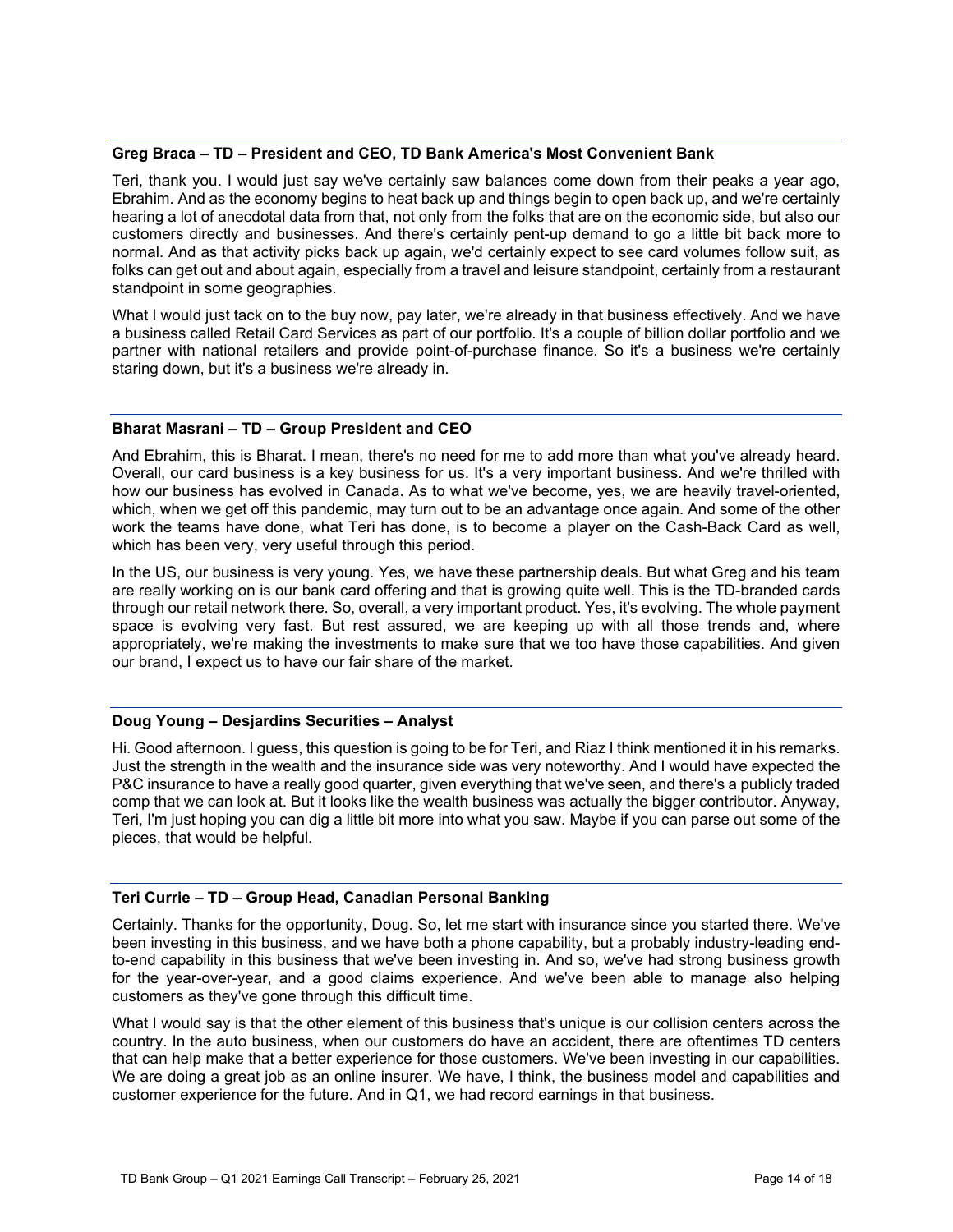**Greg Braca – TD – President and CEO, TD Bank America's Most Convenient Bank**

Teri, thank you. I would just say we've certainly saw balances come down from their peaks a year ago, Ebrahim. And as the economy begins to heat back up and things begin to open back up, and we're certainly hearing a lot of anecdotal data from that, not only from the folks that are on the economic side, but also our customers directly and businesses. And there's certainly pent-up demand to go a little bit back more to normal. And as that activity picks back up again, we'd certainly expect to see card volumes follow suit, as folks can get out and about again, especially from a travel and leisure standpoint, certainly from a restaurant standpoint in some geographies.

What I would just tack on to the buy now, pay later, we're already in that business effectively. And we have a business called Retail Card Services as part of our portfolio. It's a couple of billion dollar portfolio and we partner with national retailers and provide point-of-purchase finance. So it's a business we're certainly staring down, but it's a business we're already in.

**Bharat Masrani – TD – Group President and CEO**

And Ebrahim, this is Bharat. I mean, there's no need for me to add more than what you've already heard. Overall, our card business is a key business for us. It's a very important business. And we're thrilled with how our business has evolved in Canada. As to what we've become, yes, we are heavily travel-oriented, which, when we get off this pandemic, may turn out to be an advantage once again. And some of the other work the teams have done, what Teri has done, is to become a player on the Cash-Back Card as well, which has been very, very useful through this period.

In the US, our business is very young. Yes, we have these partnership deals. But what Greg and his team are really working on is our bank card offering and that is growing quite well. This is the TD-branded cards through our retail network there. So, overall, a very important product. Yes, it's evolving. The whole payment space is evolving very fast. But rest assured, we are keeping up with all those trends and, where appropriately, we're making the investments to make sure that we too have those capabilities. And given our brand, I expect us to have our fair share of the market.

**Doug Young – Desjardins Securities – Analyst**

Hi. Good afternoon. I guess, this question is going to be for Teri, and Riaz I think mentioned it in his remarks. Just the strength in the wealth and the insurance side was very noteworthy. And I would have expected the P&C insurance to have a really good quarter, given everything that we've seen, and there's a publicly traded comp that we can look at. But it looks like the wealth business was actually the bigger contributor. Anyway, Teri, I'm just hoping you can dig a little bit more into what you saw. Maybe if you can parse out some of the pieces, that would be helpful.

**Teri Currie – TD – Group Head, Canadian Personal Banking**

Certainly. Thanks for the opportunity, Doug. So, let me start with insurance since you started there. We've been investing in this business, and we have both a phone capability, but a probably industry-leading end-to-end capability in this business that we've been investing in. And so, we've had strong business growth for the year-over-year, and a good claims experience. And we've been able to manage also helping customers as they've gone through this difficult time.

What I would say is that the other element of this business that's unique is our collision centers across the country. In the auto business, when our customers do have an accident, there are oftentimes TD centers that can help make that a better experience for those customers. We've been investing in our capabilities. We are doing a great job as an online insurer. We have, I think, the business model and capabilities and customer experience for the future. And in Q1, we had record earnings in that business.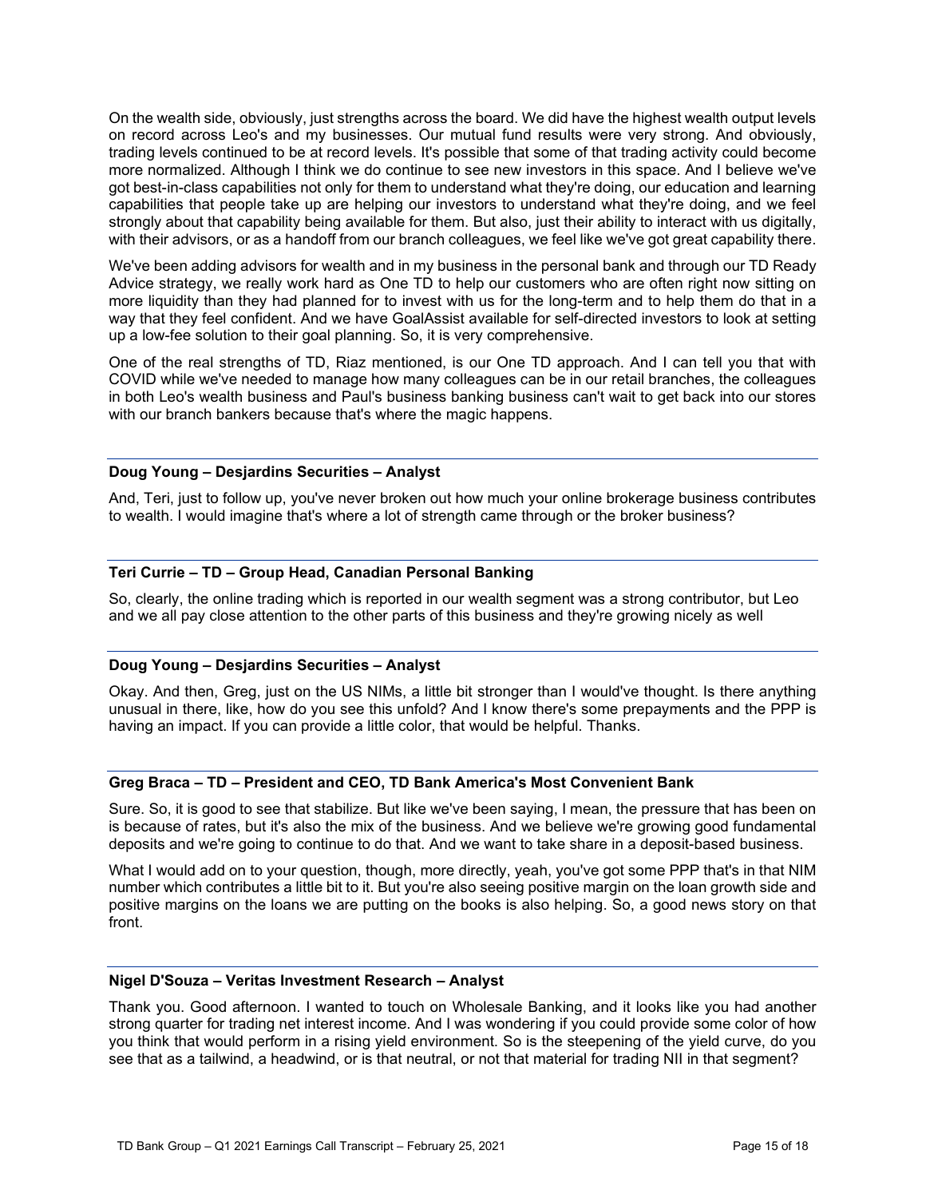On the wealth side, obviously, just strengths across the board. We did have the highest wealth output levels on record across Leo's and my businesses. Our mutual fund results were very strong. And obviously, trading levels continued to be at record levels. It's possible that some of that trading activity could become more normalized. Although I think we do continue to see new investors in this space. And I believe we've got best-in-class capabilities not only for them to understand what they're doing, our education and learning capabilities that people take up are helping our investors to understand what they're doing, and we feel strongly about that capability being available for them. But also, just their ability to interact with us digitally, with their advisors, or as a handoff from our branch colleagues, we feel like we've got great capability there.

We've been adding advisors for wealth and in my business in the personal bank and through our TD Ready Advice strategy, we really work hard as One TD to help our customers who are often right now sitting on more liquidity than they had planned for to invest with us for the long-term and to help them do that in a way that they feel confident. And we have GoalAssist available for self-directed investors to look at setting up a low-fee solution to their goal planning. So, it is very comprehensive.

One of the real strengths of TD, Riaz mentioned, is our One TD approach. And I can tell you that with COVID while we've needed to manage how many colleagues can be in our retail branches, the colleagues in both Leo's wealth business and Paul's business banking business can't wait to get back into our stores with our branch bankers because that's where the magic happens.

**Doug Young – Desjardins Securities – Analyst**

And, Teri, just to follow up, you've never broken out how much your online brokerage business contributes to wealth. I would imagine that's where a lot of strength came through or the broker business?

**Teri Currie – TD – Group Head, Canadian Personal Banking**

So, clearly, the online trading which is reported in our wealth segment was a strong contributor, but Leo and we all pay close attention to the other parts of this business and they're growing nicely as well

**Doug Young – Desjardins Securities – Analyst**

Okay. And then, Greg, just on the US NIMs, a little bit stronger than I would've thought. Is there anything unusual in there, like, how do you see this unfold? And I know there's some prepayments and the PPP is having an impact. If you can provide a little color, that would be helpful. Thanks.

**Greg Braca – TD – President and CEO, TD Bank America's Most Convenient Bank**

Sure. So, it is good to see that stabilize. But like we've been saying, I mean, the pressure that has been on is because of rates, but it's also the mix of the business. And we believe we're growing good fundamental deposits and we're going to continue to do that. And we want to take share in a deposit-based business.

What I would add on to your question, though, more directly, yeah, you've got some PPP that's in that NIM number which contributes a little bit to it. But you're also seeing positive margin on the loan growth side and positive margins on the loans we are putting on the books is also helping. So, a good news story on that front.

**Nigel D'Souza – Veritas Investment Research – Analyst**

Thank you. Good afternoon. I wanted to touch on Wholesale Banking, and it looks like you had another strong quarter for trading net interest income. And I was wondering if you could provide some color of how you think that would perform in a rising yield environment. So is the steepening of the yield curve, do you see that as a tailwind, a headwind, or is that neutral, or not that material for trading NII in that segment?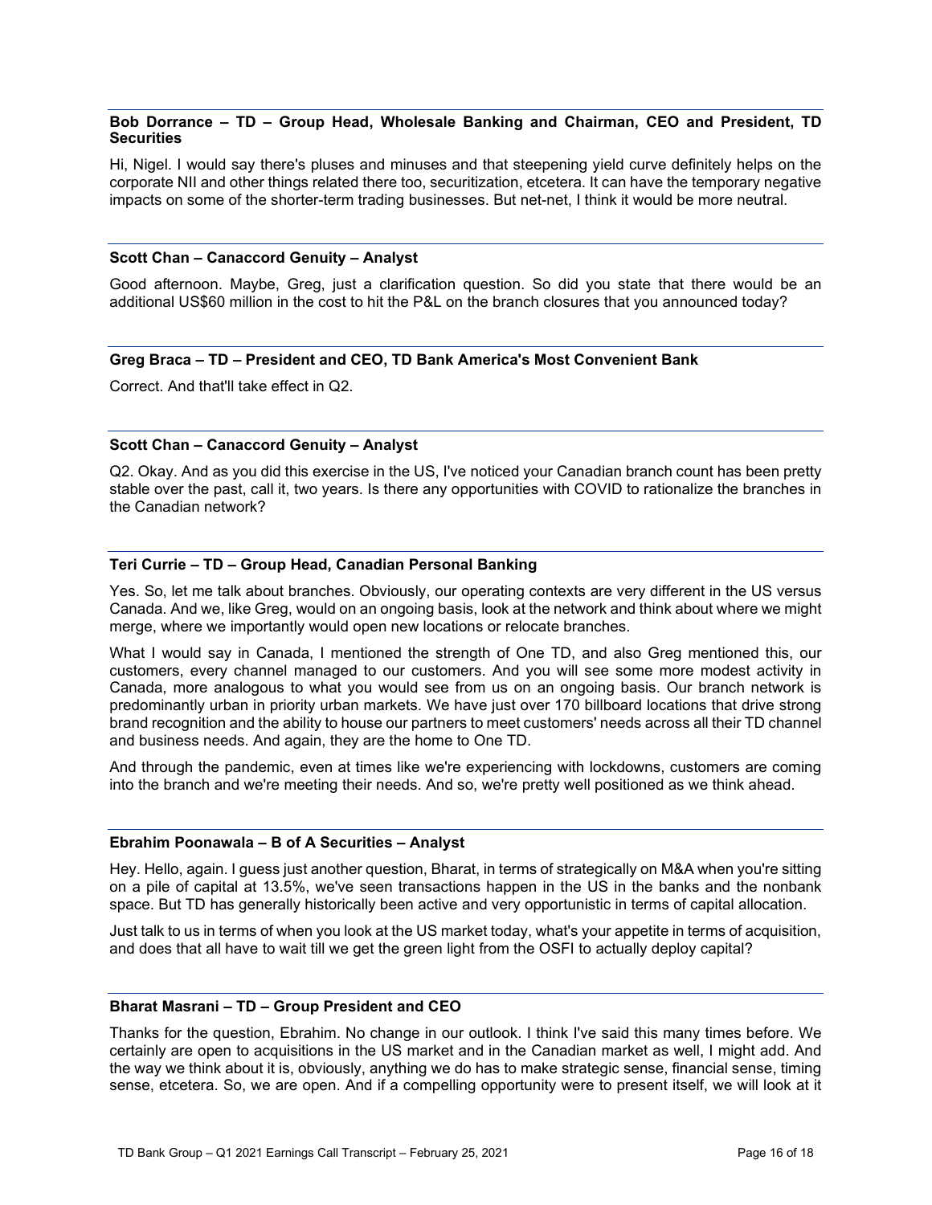**Bob Dorrance – TD – Group Head, Wholesale Banking and Chairman, CEO and President, TD Securities**

Hi, Nigel. I would say there's pluses and minuses and that steepening yield curve definitely helps on the corporate NII and other things related there too, securitization, etcetera. It can have the temporary negative impacts on some of the shorter-term trading businesses. But net-net, I think it would be more neutral.

**Scott Chan – Canaccord Genuity – Analyst**

Good afternoon. Maybe, Greg, just a clarification question. So did you state that there would be an additional US$60 million in the cost to hit the P&L on the branch closures that you announced today?

**Greg Braca – TD – President and CEO, TD Bank America's Most Convenient Bank**

Correct. And that'll take effect in Q2.

**Scott Chan – Canaccord Genuity – Analyst**

Q2. Okay. And as you did this exercise in the US, I've noticed your Canadian branch count has been pretty stable over the past, call it, two years. Is there any opportunities with COVID to rationalize the branches in the Canadian network?

**Teri Currie – TD – Group Head, Canadian Personal Banking**

Yes. So, let me talk about branches. Obviously, our operating contexts are very different in the US versus Canada. And we, like Greg, would on an ongoing basis, look at the network and think about where we might merge, where we importantly would open new locations or relocate branches.

What I would say in Canada, I mentioned the strength of One TD, and also Greg mentioned this, our customers, every channel managed to our customers. And you will see some more modest activity in Canada, more analogous to what you would see from us on an ongoing basis. Our branch network is predominantly urban in priority urban markets. We have just over 170 billboard locations that drive strong brand recognition and the ability to house our partners to meet customers' needs across all their TD channel and business needs. And again, they are the home to One TD.

And through the pandemic, even at times like we're experiencing with lockdowns, customers are coming into the branch and we're meeting their needs. And so, we're pretty well positioned as we think ahead.

**Ebrahim Poonawala – B of A Securities – Analyst**

Hey. Hello, again. I guess just another question, Bharat, in terms of strategically on M&A when you're sitting on a pile of capital at 13.5%, we've seen transactions happen in the US in the banks and the nonbank space. But TD has generally historically been active and very opportunistic in terms of capital allocation.

Just talk to us in terms of when you look at the US market today, what's your appetite in terms of acquisition, and does that all have to wait till we get the green light from the OSFI to actually deploy capital?

**Bharat Masrani – TD – Group President and CEO**

Thanks for the question, Ebrahim. No change in our outlook. I think I've said this many times before. We certainly are open to acquisitions in the US market and in the Canadian market as well, I might add. And the way we think about it is, obviously, anything we do has to make strategic sense, financial sense, timing sense, etcetera. So, we are open. And if a compelling opportunity were to present itself, we will look at it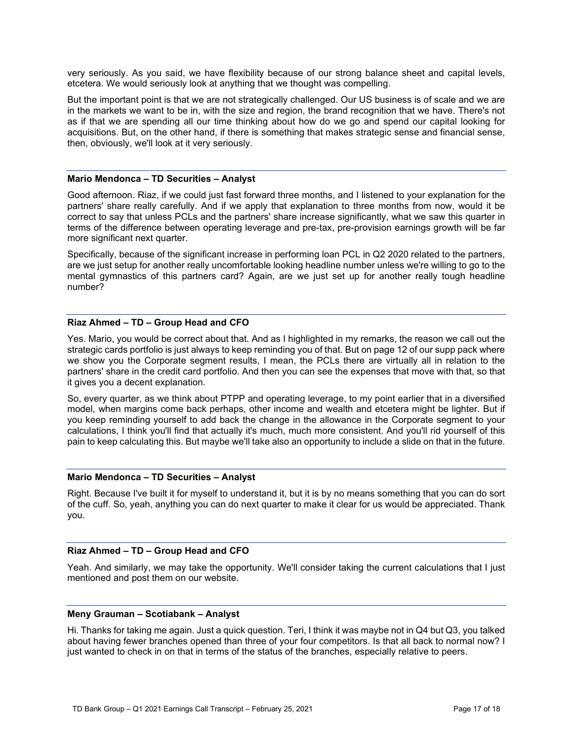very seriously. As you said, we have flexibility because of our strong balance sheet and capital levels, etcetera. We would seriously look at anything that we thought was compelling.

But the important point is that we are not strategically challenged. Our US business is of scale and we are in the markets we want to be in, with the size and region, the brand recognition that we have. There's not as if that we are spending all our time thinking about how do we go and spend our capital looking for acquisitions. But, on the other hand, if there is something that makes strategic sense and financial sense, then, obviously, we'll look at it very seriously.

**Mario Mendonca – TD Securities – Analyst**

Good afternoon. Riaz, if we could just fast forward three months, and I listened to your explanation for the partners' share really carefully. And if we apply that explanation to three months from now, would it be correct to say that unless PCLs and the partners' share increase significantly, what we saw this quarter in terms of the difference between operating leverage and pre-tax, pre-provision earnings growth will be far more significant next quarter.

Specifically, because of the significant increase in performing loan PCL in Q2 2020 related to the partners, are we just setup for another really uncomfortable looking headline number unless we're willing to go to the mental gymnastics of this partners card? Again, are we just set up for another really tough headline number?

**Riaz Ahmed – TD – Group Head and CFO**

Yes. Mario, you would be correct about that. And as I highlighted in my remarks, the reason we call out the strategic cards portfolio is just always to keep reminding you of that. But on page 12 of our supp pack where we show you the Corporate segment results, I mean, the PCLs there are virtually all in relation to the partners' share in the credit card portfolio. And then you can see the expenses that move with that, so that it gives you a decent explanation.

So, every quarter, as we think about PTPP and operating leverage, to my point earlier that in a diversified model, when margins come back perhaps, other income and wealth and etcetera might be lighter. But if you keep reminding yourself to add back the change in the allowance in the Corporate segment to your calculations, I think you'll find that actually it's much, much more consistent. And you'll rid yourself of this pain to keep calculating this. But maybe we'll take also an opportunity to include a slide on that in the future.

**Mario Mendonca – TD Securities – Analyst**

Right. Because I've built it for myself to understand it, but it is by no means something that you can do sort of the cuff. So, yeah, anything you can do next quarter to make it clear for us would be appreciated. Thank you.

**Riaz Ahmed – TD – Group Head and CFO**

Yeah. And similarly, we may take the opportunity. We'll consider taking the current calculations that I just mentioned and post them on our website.

**Meny Grauman – Scotiabank – Analyst**

Hi. Thanks for taking me again. Just a quick question. Teri, I think it was maybe not in Q4 but Q3, you talked about having fewer branches opened than three of your four competitors. Is that all back to normal now? I just wanted to check in on that in terms of the status of the branches, especially relative to peers.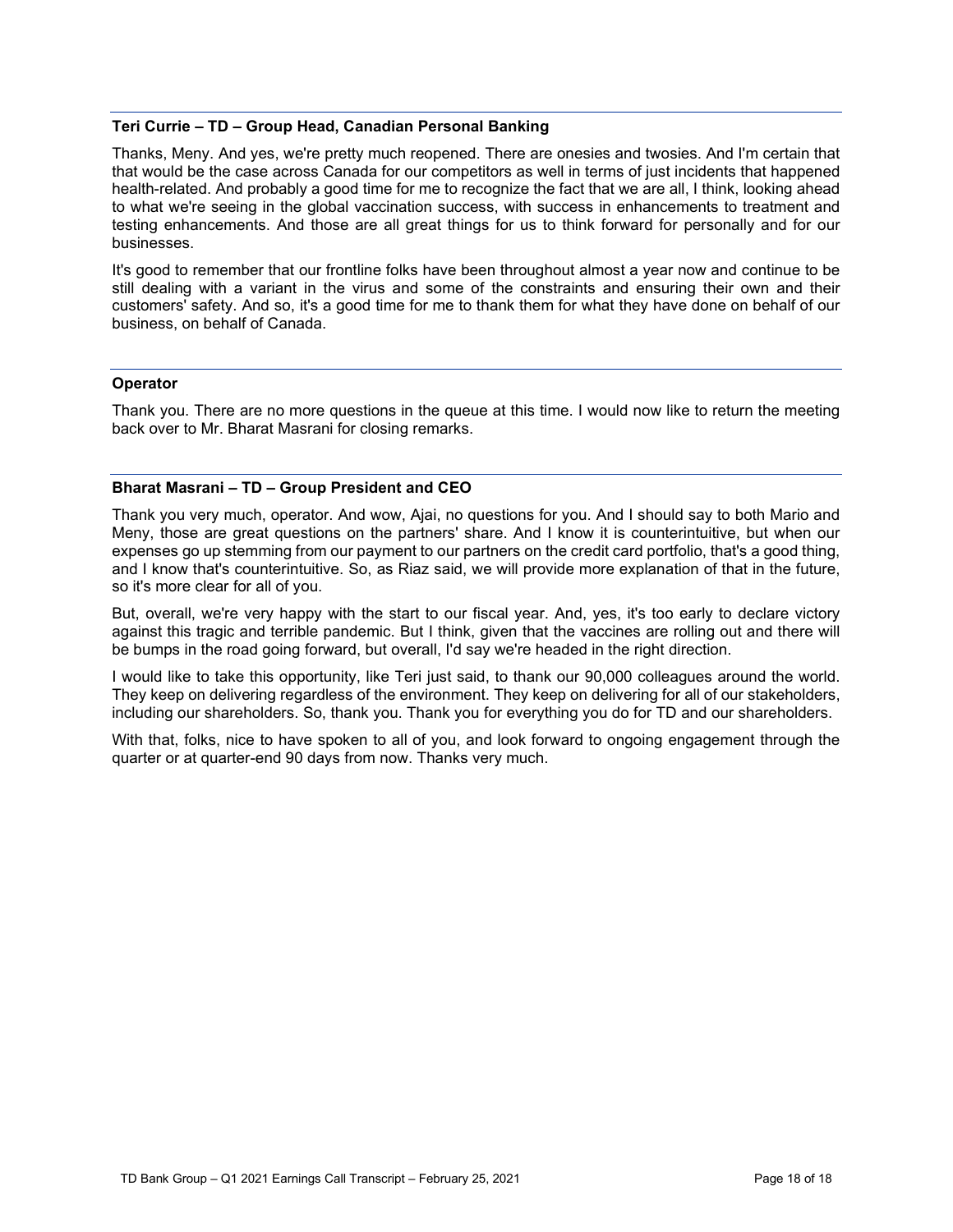**Teri Currie – TD – Group Head, Canadian Personal Banking**

Thanks, Meny. And yes, we're pretty much reopened. There are onesies and twosies. And I'm certain that that would be the case across Canada for our competitors as well in terms of just incidents that happened health-related. And probably a good time for me to recognize the fact that we are all, I think, looking ahead to what we're seeing in the global vaccination success, with success in enhancements to treatment and testing enhancements. And those are all great things for us to think forward for personally and for our businesses.

It's good to remember that our frontline folks have been throughout almost a year now and continue to be still dealing with a variant in the virus and some of the constraints and ensuring their own and their customers' safety. And so, it's a good time for me to thank them for what they have done on behalf of our business, on behalf of Canada.

**Operator**

Thank you. There are no more questions in the queue at this time. I would now like to return the meeting back over to Mr. Bharat Masrani for closing remarks.

**Bharat Masrani – TD – Group President and CEO**

Thank you very much, operator. And wow, Ajai, no questions for you. And I should say to both Mario and Meny, those are great questions on the partners' share. And I know it is counterintuitive, but when our expenses go up stemming from our payment to our partners on the credit card portfolio, that's a good thing, and I know that's counterintuitive. So, as Riaz said, we will provide more explanation of that in the future, so it's more clear for all of you.

But, overall, we're very happy with the start to our fiscal year. And, yes, it's too early to declare victory against this tragic and terrible pandemic. But I think, given that the vaccines are rolling out and there will be bumps in the road going forward, but overall, I'd say we're headed in the right direction.

I would like to take this opportunity, like Teri just said, to thank our 90,000 colleagues around the world. They keep on delivering regardless of the environment. They keep on delivering for all of our stakeholders, including our shareholders. So, thank you. Thank you for everything you do for TD and our shareholders.

With that, folks, nice to have spoken to all of you, and look forward to ongoing engagement through the quarter or at quarter-end 90 days from now. Thanks very much.